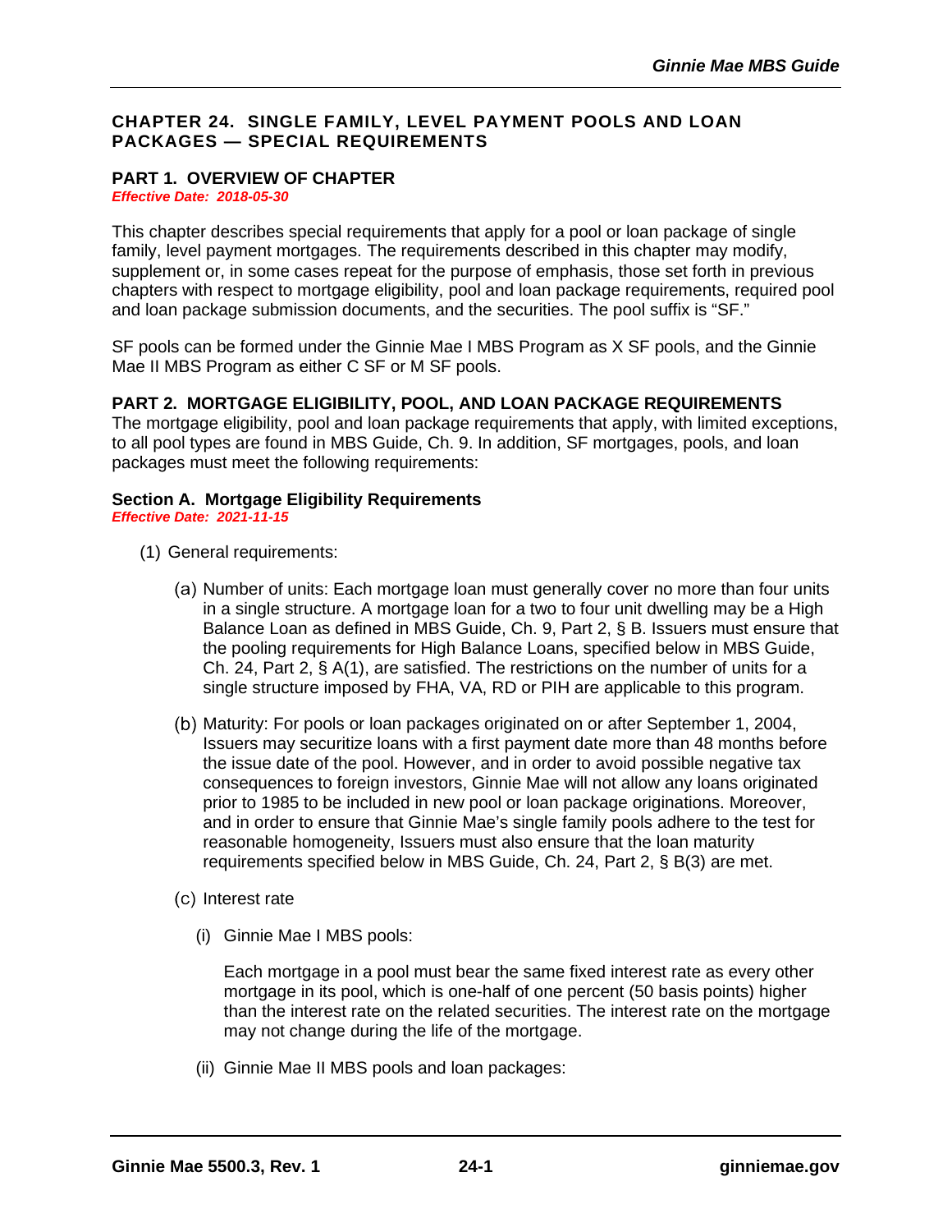# CHAPTER 24. SINGLE FAMILY, LEVEL PAYMENT POOLS AND LOAN PACKAGES — SPECIAL REQUIREMENTS

## PART 1. OVERVIEW OF CHAPTER

***Effective Date: 2018-05-30***

This chapter describes special requirements that apply for a pool or loan package of single family, level payment mortgages. The requirements described in this chapter may modify, supplement or, in some cases repeat for the purpose of emphasis, those set forth in previous chapters with respect to mortgage eligibility, pool and loan package requirements, required pool and loan package submission documents, and the securities. The pool suffix is "SF."

SF pools can be formed under the Ginnie Mae I MBS Program as X SF pools, and the Ginnie Mae II MBS Program as either C SF or M SF pools.

## PART 2. MORTGAGE ELIGIBILITY, POOL, AND LOAN PACKAGE REQUIREMENTS

The mortgage eligibility, pool and loan package requirements that apply, with limited exceptions, to all pool types are found in MBS Guide, Ch. 9. In addition, SF mortgages, pools, and loan packages must meet the following requirements:

### Section A. Mortgage Eligibility Requirements

***Effective Date: 2021-11-15***

(1) General requirements:

(a) Number of units: Each mortgage loan must generally cover no more than four units in a single structure. A mortgage loan for a two to four unit dwelling may be a High Balance Loan as defined in MBS Guide, Ch. 9, Part 2, § B. Issuers must ensure that the pooling requirements for High Balance Loans, specified below in MBS Guide, Ch. 24, Part 2, § A(1), are satisfied. The restrictions on the number of units for a single structure imposed by FHA, VA, RD or PIH are applicable to this program.

(b) Maturity: For pools or loan packages originated on or after September 1, 2004, Issuers may securitize loans with a first payment date more than 48 months before the issue date of the pool. However, and in order to avoid possible negative tax consequences to foreign investors, Ginnie Mae will not allow any loans originated prior to 1985 to be included in new pool or loan package originations. Moreover, and in order to ensure that Ginnie Mae's single family pools adhere to the test for reasonable homogeneity, Issuers must also ensure that the loan maturity requirements specified below in MBS Guide, Ch. 24, Part 2, § B(3) are met.

(c) Interest rate

(i) Ginnie Mae I MBS pools:

Each mortgage in a pool must bear the same fixed interest rate as every other mortgage in its pool, which is one-half of one percent (50 basis points) higher than the interest rate on the related securities. The interest rate on the mortgage may not change during the life of the mortgage.

(ii) Ginnie Mae II MBS pools and loan packages: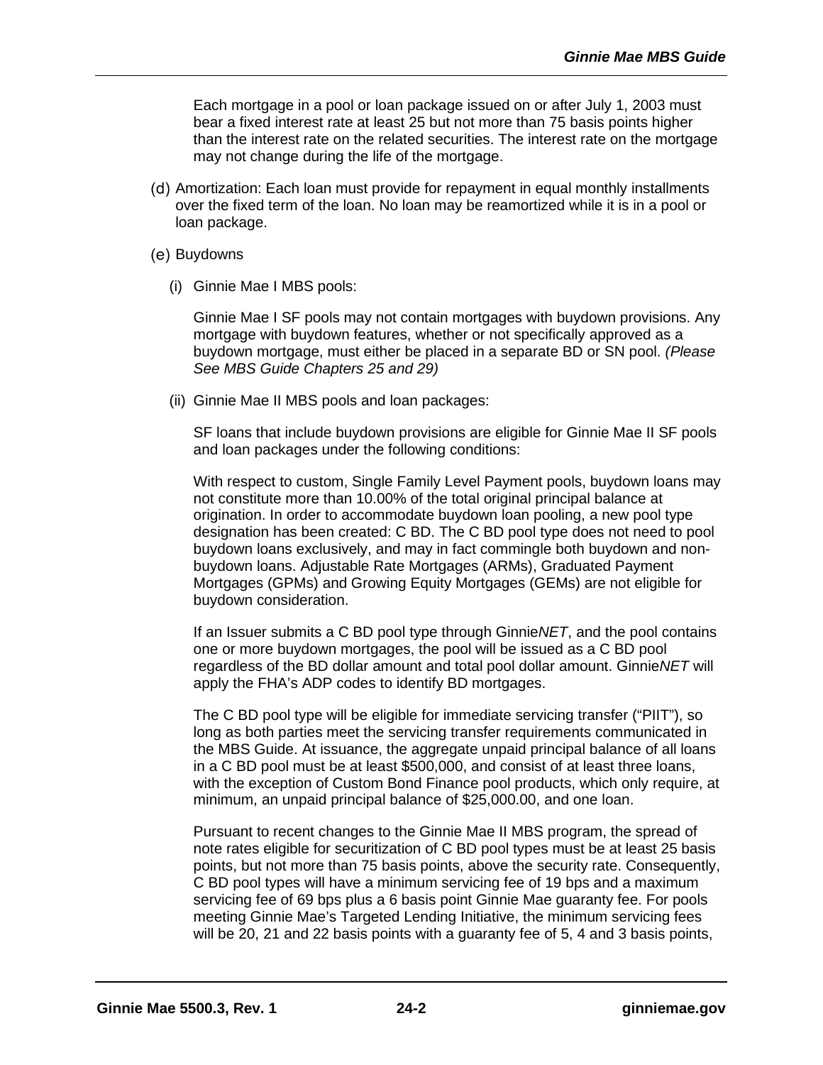Each mortgage in a pool or loan package issued on or after July 1, 2003 must bear a fixed interest rate at least 25 but not more than 75 basis points higher than the interest rate on the related securities. The interest rate on the mortgage may not change during the life of the mortgage.

(d) Amortization: Each loan must provide for repayment in equal monthly installments over the fixed term of the loan. No loan may be reamortized while it is in a pool or loan package.

(e) Buydowns

(i) Ginnie Mae I MBS pools:

Ginnie Mae I SF pools may not contain mortgages with buydown provisions. Any mortgage with buydown features, whether or not specifically approved as a buydown mortgage, must either be placed in a separate BD or SN pool. *(Please See MBS Guide Chapters 25 and 29)*

(ii) Ginnie Mae II MBS pools and loan packages:

SF loans that include buydown provisions are eligible for Ginnie Mae II SF pools and loan packages under the following conditions:

With respect to custom, Single Family Level Payment pools, buydown loans may not constitute more than 10.00% of the total original principal balance at origination. In order to accommodate buydown loan pooling, a new pool type designation has been created: C BD. The C BD pool type does not need to pool buydown loans exclusively, and may in fact commingle both buydown and non-buydown loans. Adjustable Rate Mortgages (ARMs), Graduated Payment Mortgages (GPMs) and Growing Equity Mortgages (GEMs) are not eligible for buydown consideration.

If an Issuer submits a C BD pool type through Ginnie*NET*, and the pool contains one or more buydown mortgages, the pool will be issued as a C BD pool regardless of the BD dollar amount and total pool dollar amount. Ginnie*NET* will apply the FHA's ADP codes to identify BD mortgages.

The C BD pool type will be eligible for immediate servicing transfer ("PIIT"), so long as both parties meet the servicing transfer requirements communicated in the MBS Guide. At issuance, the aggregate unpaid principal balance of all loans in a C BD pool must be at least $500,000, and consist of at least three loans, with the exception of Custom Bond Finance pool products, which only require, at minimum, an unpaid principal balance of $25,000.00, and one loan.

Pursuant to recent changes to the Ginnie Mae II MBS program, the spread of note rates eligible for securitization of C BD pool types must be at least 25 basis points, but not more than 75 basis points, above the security rate. Consequently, C BD pool types will have a minimum servicing fee of 19 bps and a maximum servicing fee of 69 bps plus a 6 basis point Ginnie Mae guaranty fee. For pools meeting Ginnie Mae's Targeted Lending Initiative, the minimum servicing fees will be 20, 21 and 22 basis points with a guaranty fee of 5, 4 and 3 basis points,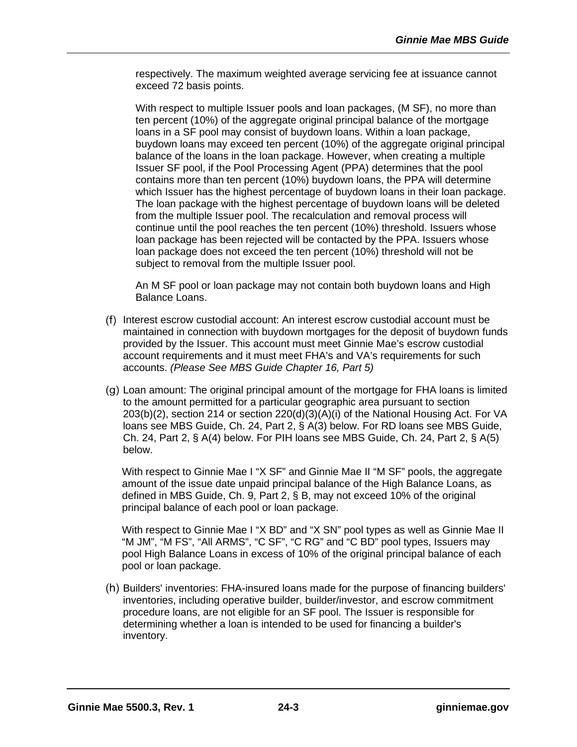respectively. The maximum weighted average servicing fee at issuance cannot exceed 72 basis points.

With respect to multiple Issuer pools and loan packages, (M SF), no more than ten percent (10%) of the aggregate original principal balance of the mortgage loans in a SF pool may consist of buydown loans. Within a loan package, buydown loans may exceed ten percent (10%) of the aggregate original principal balance of the loans in the loan package. However, when creating a multiple Issuer SF pool, if the Pool Processing Agent (PPA) determines that the pool contains more than ten percent (10%) buydown loans, the PPA will determine which Issuer has the highest percentage of buydown loans in their loan package. The loan package with the highest percentage of buydown loans will be deleted from the multiple Issuer pool. The recalculation and removal process will continue until the pool reaches the ten percent (10%) threshold. Issuers whose loan package has been rejected will be contacted by the PPA. Issuers whose loan package does not exceed the ten percent (10%) threshold will not be subject to removal from the multiple Issuer pool.

An M SF pool or loan package may not contain both buydown loans and High Balance Loans.

(f) Interest escrow custodial account: An interest escrow custodial account must be maintained in connection with buydown mortgages for the deposit of buydown funds provided by the Issuer. This account must meet Ginnie Mae's escrow custodial account requirements and it must meet FHA's and VA's requirements for such accounts. *(Please See MBS Guide Chapter 16, Part 5)*

(g) Loan amount: The original principal amount of the mortgage for FHA loans is limited to the amount permitted for a particular geographic area pursuant to section 203(b)(2), section 214 or section 220(d)(3)(A)(i) of the National Housing Act. For VA loans see MBS Guide, Ch. 24, Part 2, § A(3) below. For RD loans see MBS Guide, Ch. 24, Part 2, § A(4) below. For PIH loans see MBS Guide, Ch. 24, Part 2, § A(5) below.

With respect to Ginnie Mae I "X SF" and Ginnie Mae II "M SF" pools, the aggregate amount of the issue date unpaid principal balance of the High Balance Loans, as defined in MBS Guide, Ch. 9, Part 2, § B, may not exceed 10% of the original principal balance of each pool or loan package.

With respect to Ginnie Mae I "X BD" and "X SN" pool types as well as Ginnie Mae II "M JM", "M FS", "All ARMS", "C SF", "C RG" and "C BD" pool types, Issuers may pool High Balance Loans in excess of 10% of the original principal balance of each pool or loan package.

(h) Builders' inventories: FHA-insured loans made for the purpose of financing builders' inventories, including operative builder, builder/investor, and escrow commitment procedure loans, are not eligible for an SF pool. The Issuer is responsible for determining whether a loan is intended to be used for financing a builder's inventory.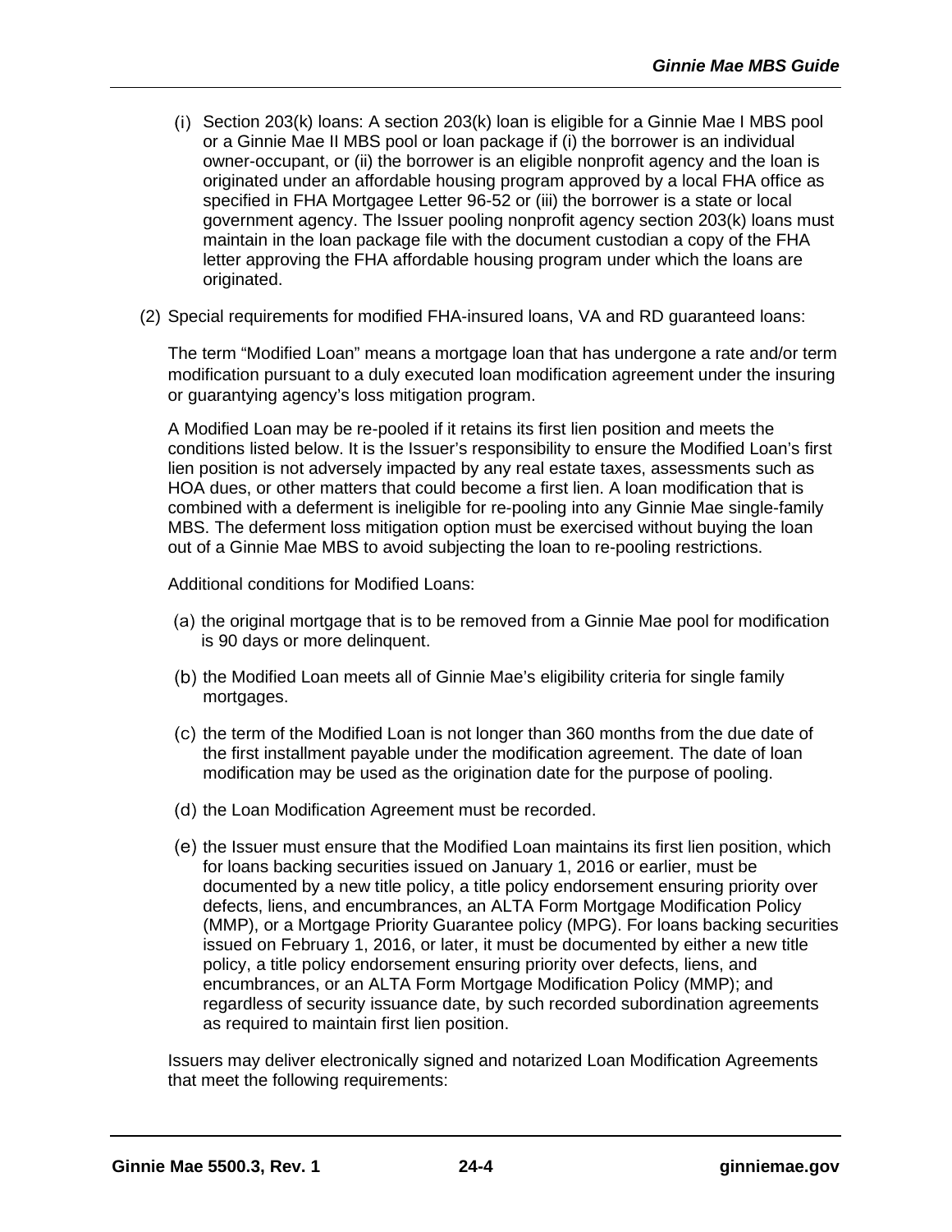(i) Section 203(k) loans: A section 203(k) loan is eligible for a Ginnie Mae I MBS pool or a Ginnie Mae II MBS pool or loan package if (i) the borrower is an individual owner-occupant, or (ii) the borrower is an eligible nonprofit agency and the loan is originated under an affordable housing program approved by a local FHA office as specified in FHA Mortgagee Letter 96-52 or (iii) the borrower is a state or local government agency. The Issuer pooling nonprofit agency section 203(k) loans must maintain in the loan package file with the document custodian a copy of the FHA letter approving the FHA affordable housing program under which the loans are originated.

(2) Special requirements for modified FHA-insured loans, VA and RD guaranteed loans:

The term "Modified Loan" means a mortgage loan that has undergone a rate and/or term modification pursuant to a duly executed loan modification agreement under the insuring or guarantying agency's loss mitigation program.

A Modified Loan may be re-pooled if it retains its first lien position and meets the conditions listed below. It is the Issuer's responsibility to ensure the Modified Loan's first lien position is not adversely impacted by any real estate taxes, assessments such as HOA dues, or other matters that could become a first lien. A loan modification that is combined with a deferment is ineligible for re-pooling into any Ginnie Mae single-family MBS. The deferment loss mitigation option must be exercised without buying the loan out of a Ginnie Mae MBS to avoid subjecting the loan to re-pooling restrictions.

Additional conditions for Modified Loans:

(a) the original mortgage that is to be removed from a Ginnie Mae pool for modification is 90 days or more delinquent.

(b) the Modified Loan meets all of Ginnie Mae's eligibility criteria for single family mortgages.

(c) the term of the Modified Loan is not longer than 360 months from the due date of the first installment payable under the modification agreement. The date of loan modification may be used as the origination date for the purpose of pooling.

(d) the Loan Modification Agreement must be recorded.

(e) the Issuer must ensure that the Modified Loan maintains its first lien position, which for loans backing securities issued on January 1, 2016 or earlier, must be documented by a new title policy, a title policy endorsement ensuring priority over defects, liens, and encumbrances, an ALTA Form Mortgage Modification Policy (MMP), or a Mortgage Priority Guarantee policy (MPG). For loans backing securities issued on February 1, 2016, or later, it must be documented by either a new title policy, a title policy endorsement ensuring priority over defects, liens, and encumbrances, or an ALTA Form Mortgage Modification Policy (MMP); and regardless of security issuance date, by such recorded subordination agreements as required to maintain first lien position.

Issuers may deliver electronically signed and notarized Loan Modification Agreements that meet the following requirements: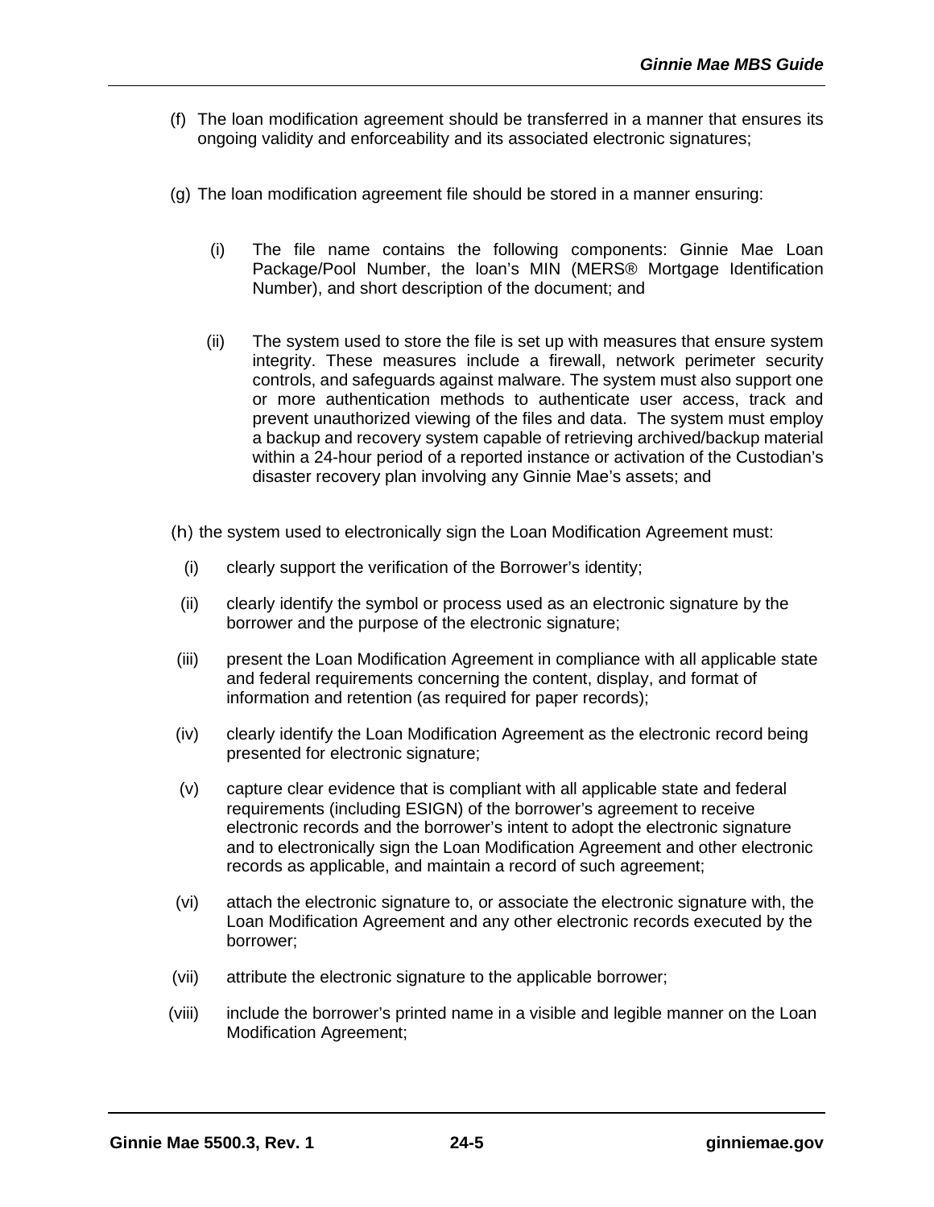(f) The loan modification agreement should be transferred in a manner that ensures its ongoing validity and enforceability and its associated electronic signatures;

(g) The loan modification agreement file should be stored in a manner ensuring:

  (i) The file name contains the following components: Ginnie Mae Loan Package/Pool Number, the loan's MIN (MERS® Mortgage Identification Number), and short description of the document; and

  (ii) The system used to store the file is set up with measures that ensure system integrity. These measures include a firewall, network perimeter security controls, and safeguards against malware. The system must also support one or more authentication methods to authenticate user access, track and prevent unauthorized viewing of the files and data. The system must employ a backup and recovery system capable of retrieving archived/backup material within a 24-hour period of a reported instance or activation of the Custodian's disaster recovery plan involving any Ginnie Mae's assets; and

(h) the system used to electronically sign the Loan Modification Agreement must:

  (i) clearly support the verification of the Borrower's identity;

  (ii) clearly identify the symbol or process used as an electronic signature by the borrower and the purpose of the electronic signature;

  (iii) present the Loan Modification Agreement in compliance with all applicable state and federal requirements concerning the content, display, and format of information and retention (as required for paper records);

  (iv) clearly identify the Loan Modification Agreement as the electronic record being presented for electronic signature;

  (v) capture clear evidence that is compliant with all applicable state and federal requirements (including ESIGN) of the borrower's agreement to receive electronic records and the borrower's intent to adopt the electronic signature and to electronically sign the Loan Modification Agreement and other electronic records as applicable, and maintain a record of such agreement;

  (vi) attach the electronic signature to, or associate the electronic signature with, the Loan Modification Agreement and any other electronic records executed by the borrower;

  (vii) attribute the electronic signature to the applicable borrower;

  (viii) include the borrower's printed name in a visible and legible manner on the Loan Modification Agreement;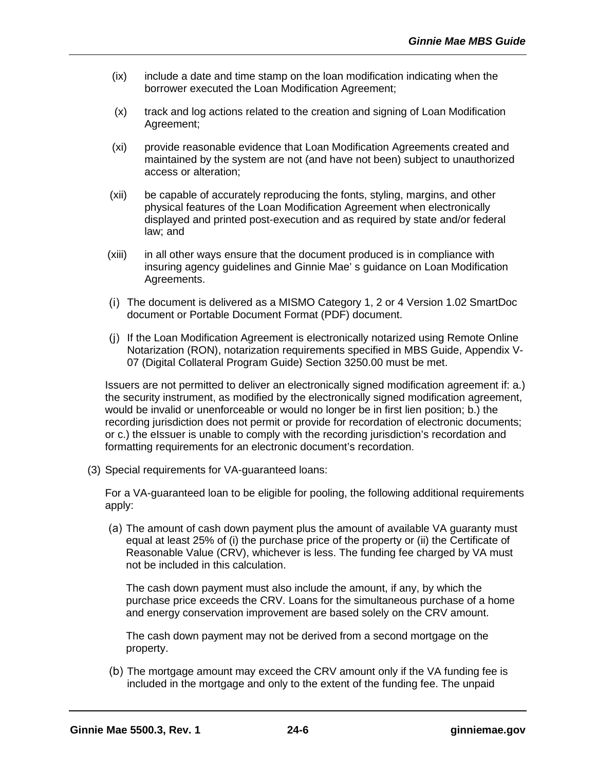(ix) include a date and time stamp on the loan modification indicating when the borrower executed the Loan Modification Agreement;

(x) track and log actions related to the creation and signing of Loan Modification Agreement;

(xi) provide reasonable evidence that Loan Modification Agreements created and maintained by the system are not (and have not been) subject to unauthorized access or alteration;

(xii) be capable of accurately reproducing the fonts, styling, margins, and other physical features of the Loan Modification Agreement when electronically displayed and printed post-execution and as required by state and/or federal law; and

(xiii) in all other ways ensure that the document produced is in compliance with insuring agency guidelines and Ginnie Mae' s guidance on Loan Modification Agreements.

(i) The document is delivered as a MISMO Category 1, 2 or 4 Version 1.02 SmartDoc document or Portable Document Format (PDF) document.

(j) If the Loan Modification Agreement is electronically notarized using Remote Online Notarization (RON), notarization requirements specified in MBS Guide, Appendix V-07 (Digital Collateral Program Guide) Section 3250.00 must be met.

Issuers are not permitted to deliver an electronically signed modification agreement if: a.) the security instrument, as modified by the electronically signed modification agreement, would be invalid or unenforceable or would no longer be in first lien position; b.) the recording jurisdiction does not permit or provide for recordation of electronic documents; or c.) the eIssuer is unable to comply with the recording jurisdiction's recordation and formatting requirements for an electronic document's recordation.

(3) Special requirements for VA-guaranteed loans:

For a VA-guaranteed loan to be eligible for pooling, the following additional requirements apply:

(a) The amount of cash down payment plus the amount of available VA guaranty must equal at least 25% of (i) the purchase price of the property or (ii) the Certificate of Reasonable Value (CRV), whichever is less. The funding fee charged by VA must not be included in this calculation.

The cash down payment must also include the amount, if any, by which the purchase price exceeds the CRV. Loans for the simultaneous purchase of a home and energy conservation improvement are based solely on the CRV amount.

The cash down payment may not be derived from a second mortgage on the property.

(b) The mortgage amount may exceed the CRV amount only if the VA funding fee is included in the mortgage and only to the extent of the funding fee. The unpaid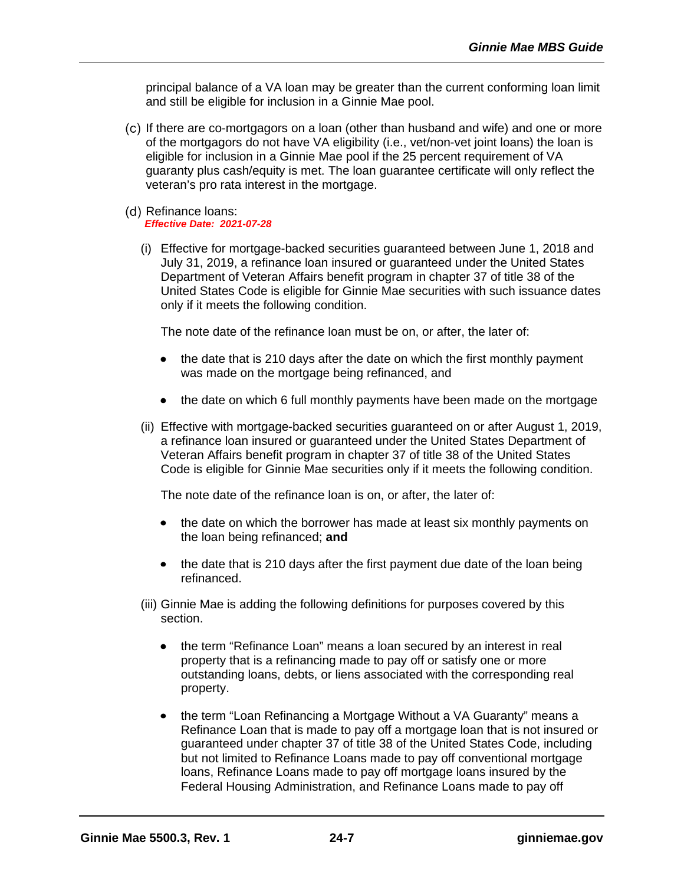principal balance of a VA loan may be greater than the current conforming loan limit and still be eligible for inclusion in a Ginnie Mae pool.

(c) If there are co-mortgagors on a loan (other than husband and wife) and one or more of the mortgagors do not have VA eligibility (i.e., vet/non-vet joint loans) the loan is eligible for inclusion in a Ginnie Mae pool if the 25 percent requirement of VA guaranty plus cash/equity is met. The loan guarantee certificate will only reflect the veteran's pro rata interest in the mortgage.

(d) Refinance loans:
***Effective Date: 2021-07-28***

(i) Effective for mortgage-backed securities guaranteed between June 1, 2018 and July 31, 2019, a refinance loan insured or guaranteed under the United States Department of Veteran Affairs benefit program in chapter 37 of title 38 of the United States Code is eligible for Ginnie Mae securities with such issuance dates only if it meets the following condition.

The note date of the refinance loan must be on, or after, the later of:

- the date that is 210 days after the date on which the first monthly payment was made on the mortgage being refinanced, and
- the date on which 6 full monthly payments have been made on the mortgage

(ii) Effective with mortgage-backed securities guaranteed on or after August 1, 2019, a refinance loan insured or guaranteed under the United States Department of Veteran Affairs benefit program in chapter 37 of title 38 of the United States Code is eligible for Ginnie Mae securities only if it meets the following condition.

The note date of the refinance loan is on, or after, the later of:

- the date on which the borrower has made at least six monthly payments on the loan being refinanced; **and**
- the date that is 210 days after the first payment due date of the loan being refinanced.

(iii) Ginnie Mae is adding the following definitions for purposes covered by this section.

- the term "Refinance Loan" means a loan secured by an interest in real property that is a refinancing made to pay off or satisfy one or more outstanding loans, debts, or liens associated with the corresponding real property.
- the term "Loan Refinancing a Mortgage Without a VA Guaranty" means a Refinance Loan that is made to pay off a mortgage loan that is not insured or guaranteed under chapter 37 of title 38 of the United States Code, including but not limited to Refinance Loans made to pay off conventional mortgage loans, Refinance Loans made to pay off mortgage loans insured by the Federal Housing Administration, and Refinance Loans made to pay off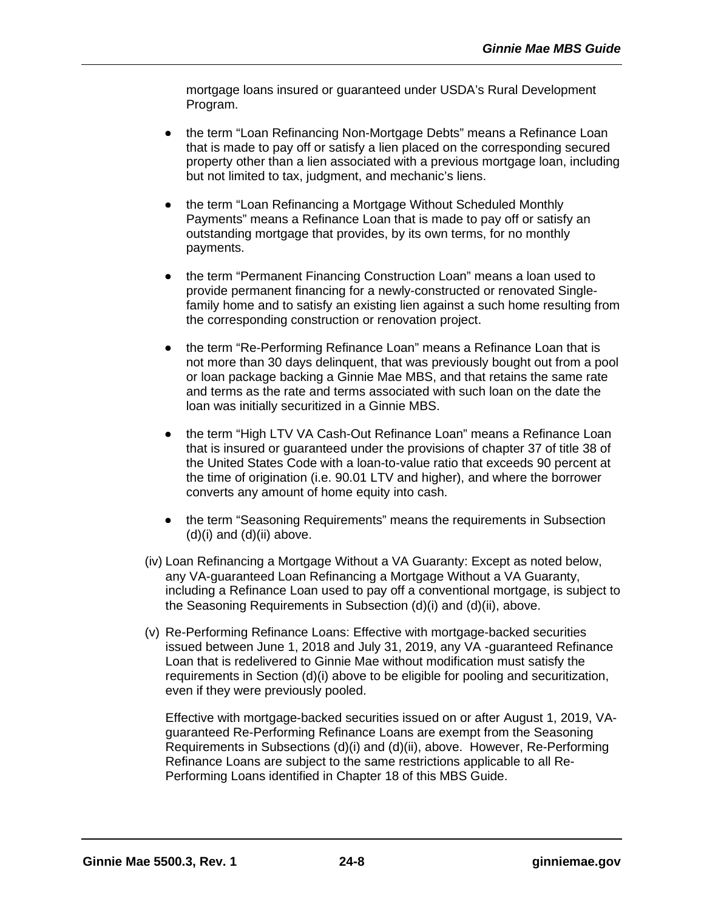mortgage loans insured or guaranteed under USDA's Rural Development Program.

- the term "Loan Refinancing Non-Mortgage Debts" means a Refinance Loan that is made to pay off or satisfy a lien placed on the corresponding secured property other than a lien associated with a previous mortgage loan, including but not limited to tax, judgment, and mechanic's liens.

- the term "Loan Refinancing a Mortgage Without Scheduled Monthly Payments" means a Refinance Loan that is made to pay off or satisfy an outstanding mortgage that provides, by its own terms, for no monthly payments.

- the term "Permanent Financing Construction Loan" means a loan used to provide permanent financing for a newly-constructed or renovated Single-family home and to satisfy an existing lien against a such home resulting from the corresponding construction or renovation project.

- the term "Re-Performing Refinance Loan" means a Refinance Loan that is not more than 30 days delinquent, that was previously bought out from a pool or loan package backing a Ginnie Mae MBS, and that retains the same rate and terms as the rate and terms associated with such loan on the date the loan was initially securitized in a Ginnie MBS.

- the term "High LTV VA Cash-Out Refinance Loan" means a Refinance Loan that is insured or guaranteed under the provisions of chapter 37 of title 38 of the United States Code with a loan-to-value ratio that exceeds 90 percent at the time of origination (i.e. 90.01 LTV and higher), and where the borrower converts any amount of home equity into cash.

- the term "Seasoning Requirements" means the requirements in Subsection (d)(i) and (d)(ii) above.

(iv) Loan Refinancing a Mortgage Without a VA Guaranty: Except as noted below, any VA-guaranteed Loan Refinancing a Mortgage Without a VA Guaranty, including a Refinance Loan used to pay off a conventional mortgage, is subject to the Seasoning Requirements in Subsection (d)(i) and (d)(ii), above.

(v) Re-Performing Refinance Loans: Effective with mortgage-backed securities issued between June 1, 2018 and July 31, 2019, any VA -guaranteed Refinance Loan that is redelivered to Ginnie Mae without modification must satisfy the requirements in Section (d)(i) above to be eligible for pooling and securitization, even if they were previously pooled.

Effective with mortgage-backed securities issued on or after August 1, 2019, VA-guaranteed Re-Performing Refinance Loans are exempt from the Seasoning Requirements in Subsections (d)(i) and (d)(ii), above. However, Re-Performing Refinance Loans are subject to the same restrictions applicable to all Re-Performing Loans identified in Chapter 18 of this MBS Guide.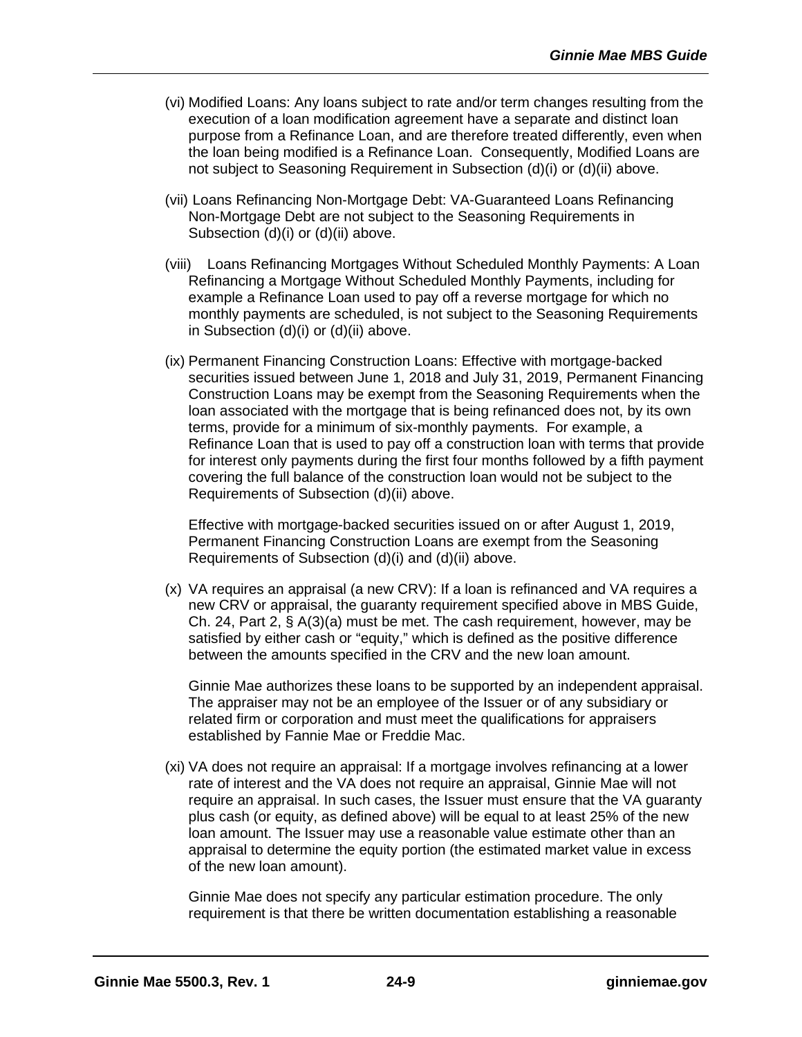(vi) Modified Loans: Any loans subject to rate and/or term changes resulting from the execution of a loan modification agreement have a separate and distinct loan purpose from a Refinance Loan, and are therefore treated differently, even when the loan being modified is a Refinance Loan. Consequently, Modified Loans are not subject to Seasoning Requirement in Subsection (d)(i) or (d)(ii) above.

(vii) Loans Refinancing Non-Mortgage Debt: VA-Guaranteed Loans Refinancing Non-Mortgage Debt are not subject to the Seasoning Requirements in Subsection (d)(i) or (d)(ii) above.

(viii) Loans Refinancing Mortgages Without Scheduled Monthly Payments: A Loan Refinancing a Mortgage Without Scheduled Monthly Payments, including for example a Refinance Loan used to pay off a reverse mortgage for which no monthly payments are scheduled, is not subject to the Seasoning Requirements in Subsection (d)(i) or (d)(ii) above.

(ix) Permanent Financing Construction Loans: Effective with mortgage-backed securities issued between June 1, 2018 and July 31, 2019, Permanent Financing Construction Loans may be exempt from the Seasoning Requirements when the loan associated with the mortgage that is being refinanced does not, by its own terms, provide for a minimum of six-monthly payments. For example, a Refinance Loan that is used to pay off a construction loan with terms that provide for interest only payments during the first four months followed by a fifth payment covering the full balance of the construction loan would not be subject to the Requirements of Subsection (d)(ii) above.

Effective with mortgage-backed securities issued on or after August 1, 2019, Permanent Financing Construction Loans are exempt from the Seasoning Requirements of Subsection (d)(i) and (d)(ii) above.

(x) VA requires an appraisal (a new CRV): If a loan is refinanced and VA requires a new CRV or appraisal, the guaranty requirement specified above in MBS Guide, Ch. 24, Part 2, § A(3)(a) must be met. The cash requirement, however, may be satisfied by either cash or "equity," which is defined as the positive difference between the amounts specified in the CRV and the new loan amount.

Ginnie Mae authorizes these loans to be supported by an independent appraisal. The appraiser may not be an employee of the Issuer or of any subsidiary or related firm or corporation and must meet the qualifications for appraisers established by Fannie Mae or Freddie Mac.

(xi) VA does not require an appraisal: If a mortgage involves refinancing at a lower rate of interest and the VA does not require an appraisal, Ginnie Mae will not require an appraisal. In such cases, the Issuer must ensure that the VA guaranty plus cash (or equity, as defined above) will be equal to at least 25% of the new loan amount. The Issuer may use a reasonable value estimate other than an appraisal to determine the equity portion (the estimated market value in excess of the new loan amount).

Ginnie Mae does not specify any particular estimation procedure. The only requirement is that there be written documentation establishing a reasonable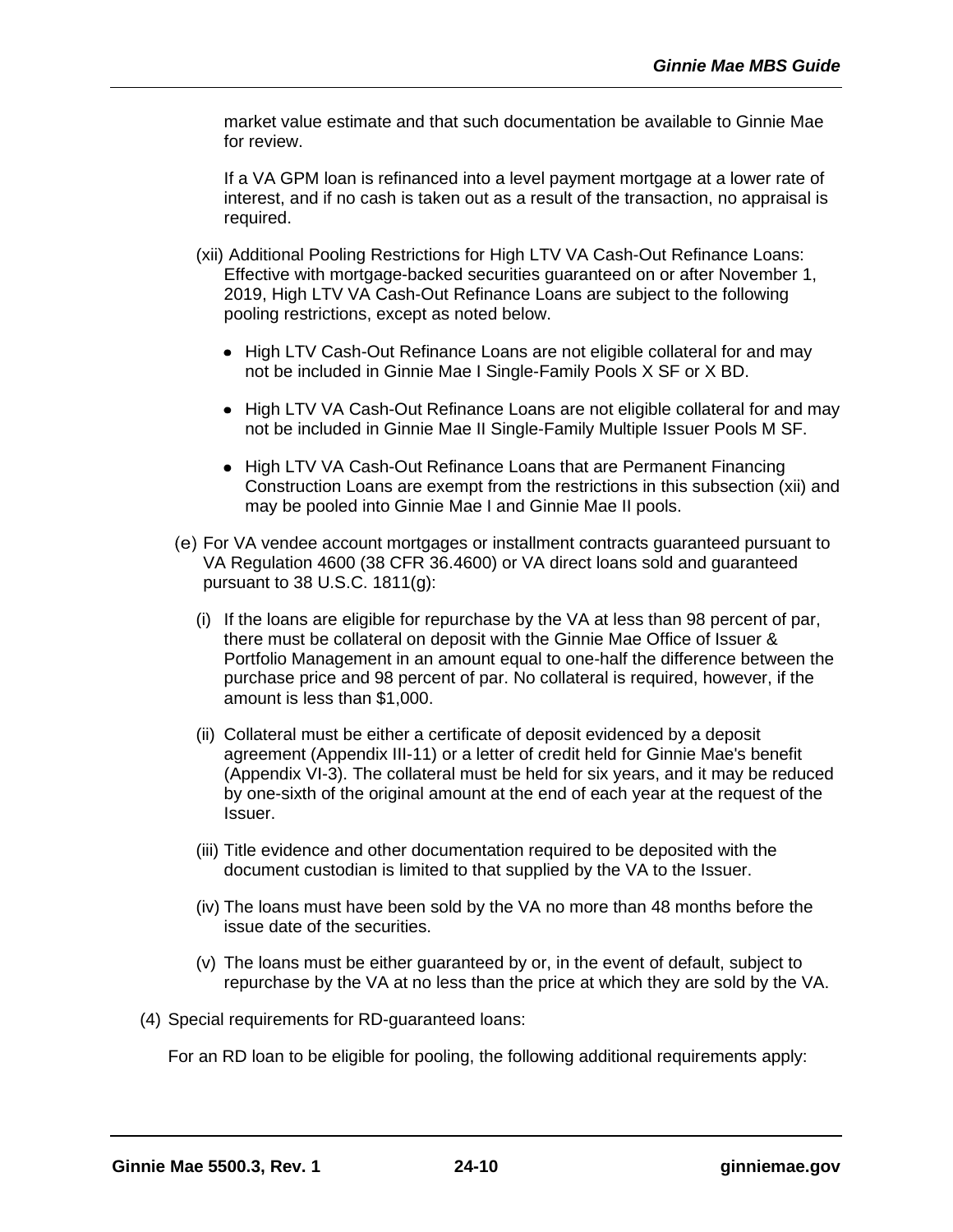market value estimate and that such documentation be available to Ginnie Mae for review.

If a VA GPM loan is refinanced into a level payment mortgage at a lower rate of interest, and if no cash is taken out as a result of the transaction, no appraisal is required.

(xii) Additional Pooling Restrictions for High LTV VA Cash-Out Refinance Loans: Effective with mortgage-backed securities guaranteed on or after November 1, 2019, High LTV VA Cash-Out Refinance Loans are subject to the following pooling restrictions, except as noted below.

- High LTV Cash-Out Refinance Loans are not eligible collateral for and may not be included in Ginnie Mae I Single-Family Pools X SF or X BD.
- High LTV VA Cash-Out Refinance Loans are not eligible collateral for and may not be included in Ginnie Mae II Single-Family Multiple Issuer Pools M SF.
- High LTV VA Cash-Out Refinance Loans that are Permanent Financing Construction Loans are exempt from the restrictions in this subsection (xii) and may be pooled into Ginnie Mae I and Ginnie Mae II pools.

(e) For VA vendee account mortgages or installment contracts guaranteed pursuant to VA Regulation 4600 (38 CFR 36.4600) or VA direct loans sold and guaranteed pursuant to 38 U.S.C. 1811(g):

(i) If the loans are eligible for repurchase by the VA at less than 98 percent of par, there must be collateral on deposit with the Ginnie Mae Office of Issuer & Portfolio Management in an amount equal to one-half the difference between the purchase price and 98 percent of par. No collateral is required, however, if the amount is less than $1,000.

(ii) Collateral must be either a certificate of deposit evidenced by a deposit agreement (Appendix III-11) or a letter of credit held for Ginnie Mae's benefit (Appendix VI-3). The collateral must be held for six years, and it may be reduced by one-sixth of the original amount at the end of each year at the request of the Issuer.

(iii) Title evidence and other documentation required to be deposited with the document custodian is limited to that supplied by the VA to the Issuer.

(iv) The loans must have been sold by the VA no more than 48 months before the issue date of the securities.

(v) The loans must be either guaranteed by or, in the event of default, subject to repurchase by the VA at no less than the price at which they are sold by the VA.

(4) Special requirements for RD-guaranteed loans:

For an RD loan to be eligible for pooling, the following additional requirements apply: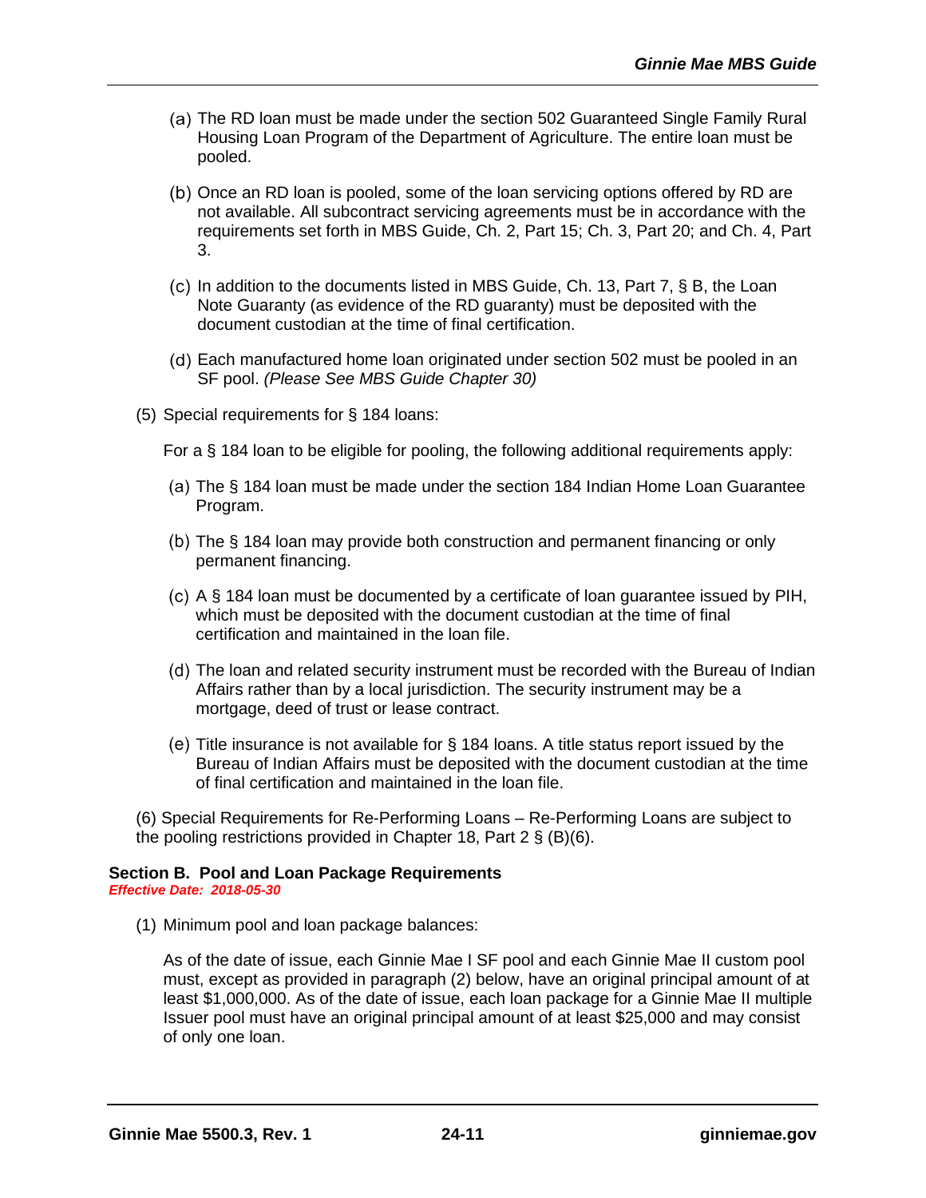(a) The RD loan must be made under the section 502 Guaranteed Single Family Rural Housing Loan Program of the Department of Agriculture. The entire loan must be pooled.

(b) Once an RD loan is pooled, some of the loan servicing options offered by RD are not available. All subcontract servicing agreements must be in accordance with the requirements set forth in MBS Guide, Ch. 2, Part 15; Ch. 3, Part 20; and Ch. 4, Part 3.

(c) In addition to the documents listed in MBS Guide, Ch. 13, Part 7, § B, the Loan Note Guaranty (as evidence of the RD guaranty) must be deposited with the document custodian at the time of final certification.

(d) Each manufactured home loan originated under section 502 must be pooled in an SF pool. *(Please See MBS Guide Chapter 30)*

(5) Special requirements for § 184 loans:

For a § 184 loan to be eligible for pooling, the following additional requirements apply:

(a) The § 184 loan must be made under the section 184 Indian Home Loan Guarantee Program.

(b) The § 184 loan may provide both construction and permanent financing or only permanent financing.

(c) A § 184 loan must be documented by a certificate of loan guarantee issued by PIH, which must be deposited with the document custodian at the time of final certification and maintained in the loan file.

(d) The loan and related security instrument must be recorded with the Bureau of Indian Affairs rather than by a local jurisdiction. The security instrument may be a mortgage, deed of trust or lease contract.

(e) Title insurance is not available for § 184 loans. A title status report issued by the Bureau of Indian Affairs must be deposited with the document custodian at the time of final certification and maintained in the loan file.

(6) Special Requirements for Re-Performing Loans – Re-Performing Loans are subject to the pooling restrictions provided in Chapter 18, Part 2 § (B)(6).

### Section B. Pool and Loan Package Requirements

***Effective Date: 2018-05-30***

(1) Minimum pool and loan package balances:

As of the date of issue, each Ginnie Mae I SF pool and each Ginnie Mae II custom pool must, except as provided in paragraph (2) below, have an original principal amount of at least $1,000,000. As of the date of issue, each loan package for a Ginnie Mae II multiple Issuer pool must have an original principal amount of at least $25,000 and may consist of only one loan.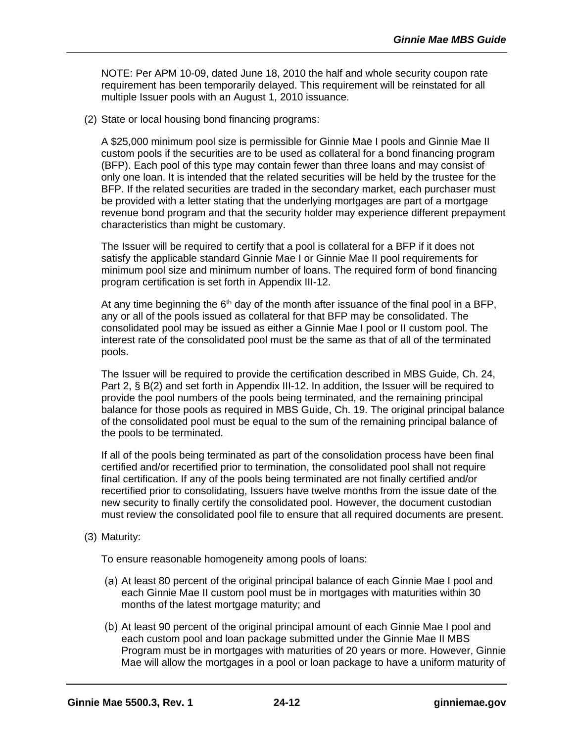NOTE: Per APM 10-09, dated June 18, 2010 the half and whole security coupon rate requirement has been temporarily delayed. This requirement will be reinstated for all multiple Issuer pools with an August 1, 2010 issuance.

(2) State or local housing bond financing programs:

A $25,000 minimum pool size is permissible for Ginnie Mae I pools and Ginnie Mae II custom pools if the securities are to be used as collateral for a bond financing program (BFP). Each pool of this type may contain fewer than three loans and may consist of only one loan. It is intended that the related securities will be held by the trustee for the BFP. If the related securities are traded in the secondary market, each purchaser must be provided with a letter stating that the underlying mortgages are part of a mortgage revenue bond program and that the security holder may experience different prepayment characteristics than might be customary.

The Issuer will be required to certify that a pool is collateral for a BFP if it does not satisfy the applicable standard Ginnie Mae I or Ginnie Mae II pool requirements for minimum pool size and minimum number of loans. The required form of bond financing program certification is set forth in Appendix III-12.

At any time beginning the 6th day of the month after issuance of the final pool in a BFP, any or all of the pools issued as collateral for that BFP may be consolidated. The consolidated pool may be issued as either a Ginnie Mae I pool or II custom pool. The interest rate of the consolidated pool must be the same as that of all of the terminated pools.

The Issuer will be required to provide the certification described in MBS Guide, Ch. 24, Part 2, § B(2) and set forth in Appendix III-12. In addition, the Issuer will be required to provide the pool numbers of the pools being terminated, and the remaining principal balance for those pools as required in MBS Guide, Ch. 19. The original principal balance of the consolidated pool must be equal to the sum of the remaining principal balance of the pools to be terminated.

If all of the pools being terminated as part of the consolidation process have been final certified and/or recertified prior to termination, the consolidated pool shall not require final certification. If any of the pools being terminated are not finally certified and/or recertified prior to consolidating, Issuers have twelve months from the issue date of the new security to finally certify the consolidated pool. However, the document custodian must review the consolidated pool file to ensure that all required documents are present.

(3) Maturity:

To ensure reasonable homogeneity among pools of loans:

(a) At least 80 percent of the original principal balance of each Ginnie Mae I pool and each Ginnie Mae II custom pool must be in mortgages with maturities within 30 months of the latest mortgage maturity; and

(b) At least 90 percent of the original principal amount of each Ginnie Mae I pool and each custom pool and loan package submitted under the Ginnie Mae II MBS Program must be in mortgages with maturities of 20 years or more. However, Ginnie Mae will allow the mortgages in a pool or loan package to have a uniform maturity of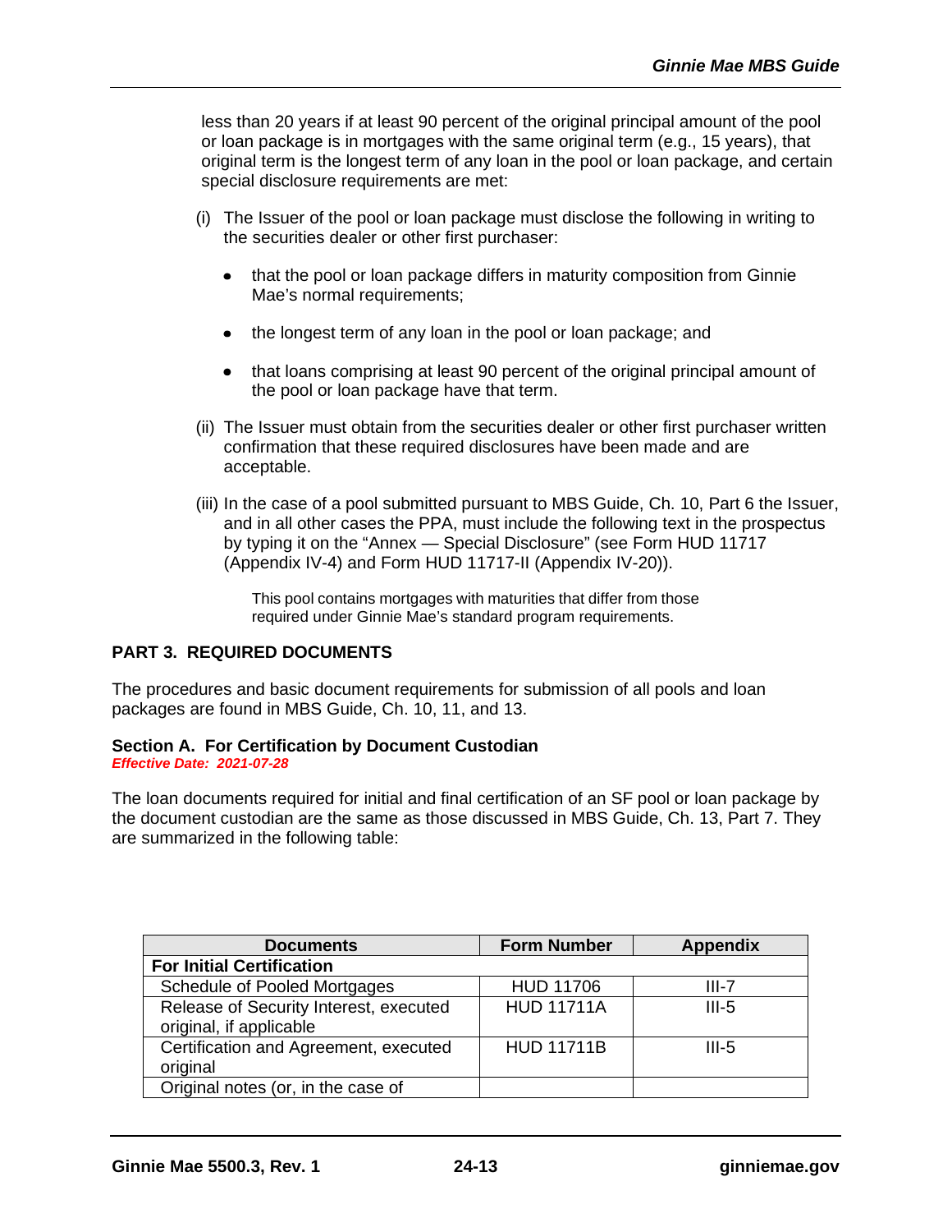less than 20 years if at least 90 percent of the original principal amount of the pool or loan package is in mortgages with the same original term (e.g., 15 years), that original term is the longest term of any loan in the pool or loan package, and certain special disclosure requirements are met:

(i) The Issuer of the pool or loan package must disclose the following in writing to the securities dealer or other first purchaser:

- that the pool or loan package differs in maturity composition from Ginnie Mae's normal requirements;
- the longest term of any loan in the pool or loan package; and
- that loans comprising at least 90 percent of the original principal amount of the pool or loan package have that term.

(ii) The Issuer must obtain from the securities dealer or other first purchaser written confirmation that these required disclosures have been made and are acceptable.

(iii) In the case of a pool submitted pursuant to MBS Guide, Ch. 10, Part 6 the Issuer, and in all other cases the PPA, must include the following text in the prospectus by typing it on the "Annex — Special Disclosure" (see Form HUD 11717 (Appendix IV-4) and Form HUD 11717-II (Appendix IV-20)).

> This pool contains mortgages with maturities that differ from those required under Ginnie Mae's standard program requirements.

## PART 3. REQUIRED DOCUMENTS

The procedures and basic document requirements for submission of all pools and loan packages are found in MBS Guide, Ch. 10, 11, and 13.

### Section A. For Certification by Document Custodian

***Effective Date: 2021-07-28***

The loan documents required for initial and final certification of an SF pool or loan package by the document custodian are the same as those discussed in MBS Guide, Ch. 13, Part 7. They are summarized in the following table:

| Documents | Form Number | Appendix |
|---|---|---|
| **For Initial Certification** | | |
| Schedule of Pooled Mortgages | HUD 11706 | III-7 |
| Release of Security Interest, executed original, if applicable | HUD 11711A | III-5 |
| Certification and Agreement, executed original | HUD 11711B | III-5 |
| Original notes (or, in the case of | | |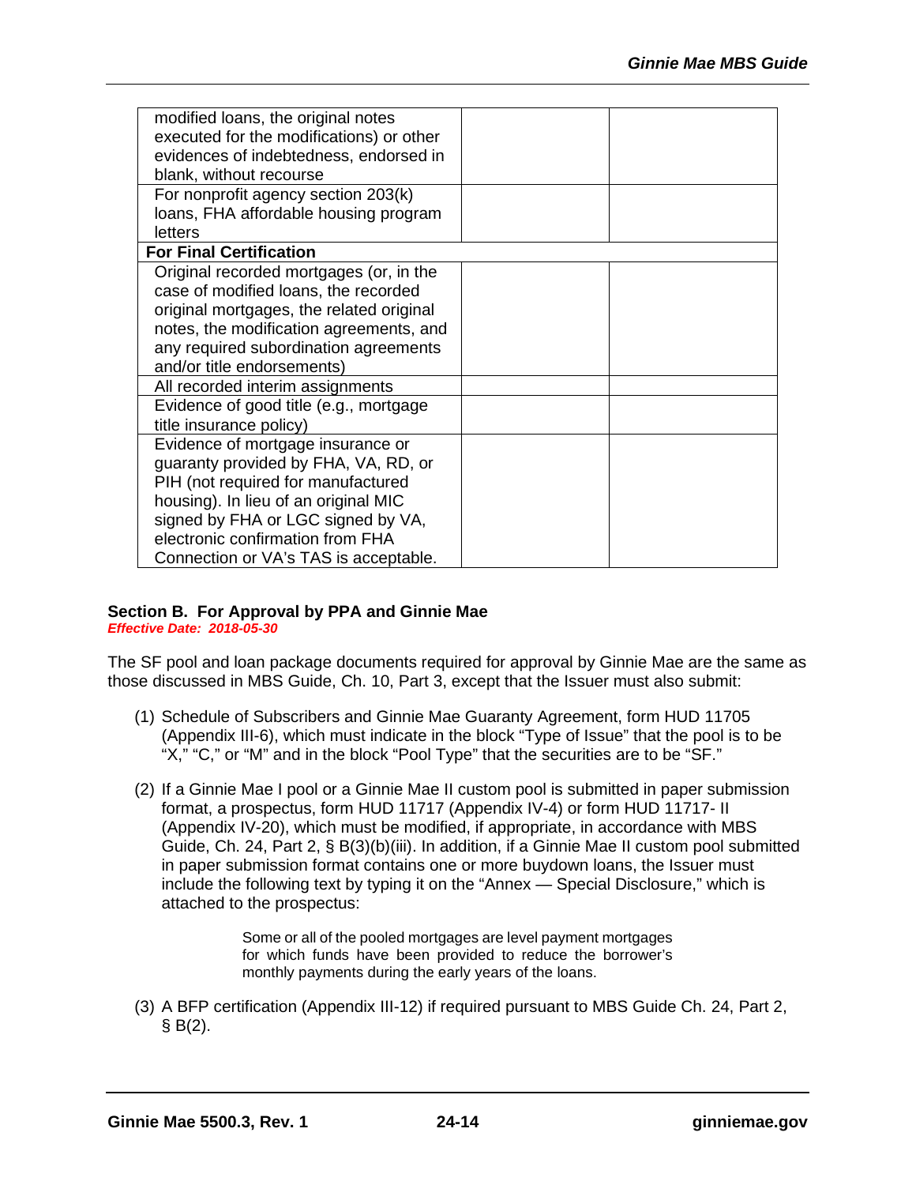| | | |
|---|---|---|
| modified loans, the original notes executed for the modifications) or other evidences of indebtedness, endorsed in blank, without recourse | | |
| For nonprofit agency section 203(k) loans, FHA affordable housing program letters | | |
| **For Final Certification** | | |
| Original recorded mortgages (or, in the case of modified loans, the recorded original mortgages, the related original notes, the modification agreements, and any required subordination agreements and/or title endorsements) | | |
| All recorded interim assignments | | |
| Evidence of good title (e.g., mortgage title insurance policy) | | |
| Evidence of mortgage insurance or guaranty provided by FHA, VA, RD, or PIH (not required for manufactured housing). In lieu of an original MIC signed by FHA or LGC signed by VA, electronic confirmation from FHA Connection or VA's TAS is acceptable. | | |

### Section B. For Approval by PPA and Ginnie Mae

***Effective Date: 2018-05-30***

The SF pool and loan package documents required for approval by Ginnie Mae are the same as those discussed in MBS Guide, Ch. 10, Part 3, except that the Issuer must also submit:

(1) Schedule of Subscribers and Ginnie Mae Guaranty Agreement, form HUD 11705 (Appendix III-6), which must indicate in the block "Type of Issue" that the pool is to be "X," "C," or "M" and in the block "Pool Type" that the securities are to be "SF."

(2) If a Ginnie Mae I pool or a Ginnie Mae II custom pool is submitted in paper submission format, a prospectus, form HUD 11717 (Appendix IV-4) or form HUD 11717- II (Appendix IV-20), which must be modified, if appropriate, in accordance with MBS Guide, Ch. 24, Part 2, § B(3)(b)(iii). In addition, if a Ginnie Mae II custom pool submitted in paper submission format contains one or more buydown loans, the Issuer must include the following text by typing it on the "Annex — Special Disclosure," which is attached to the prospectus:

> Some or all of the pooled mortgages are level payment mortgages for which funds have been provided to reduce the borrower's monthly payments during the early years of the loans.

(3) A BFP certification (Appendix III-12) if required pursuant to MBS Guide Ch. 24, Part 2, § B(2).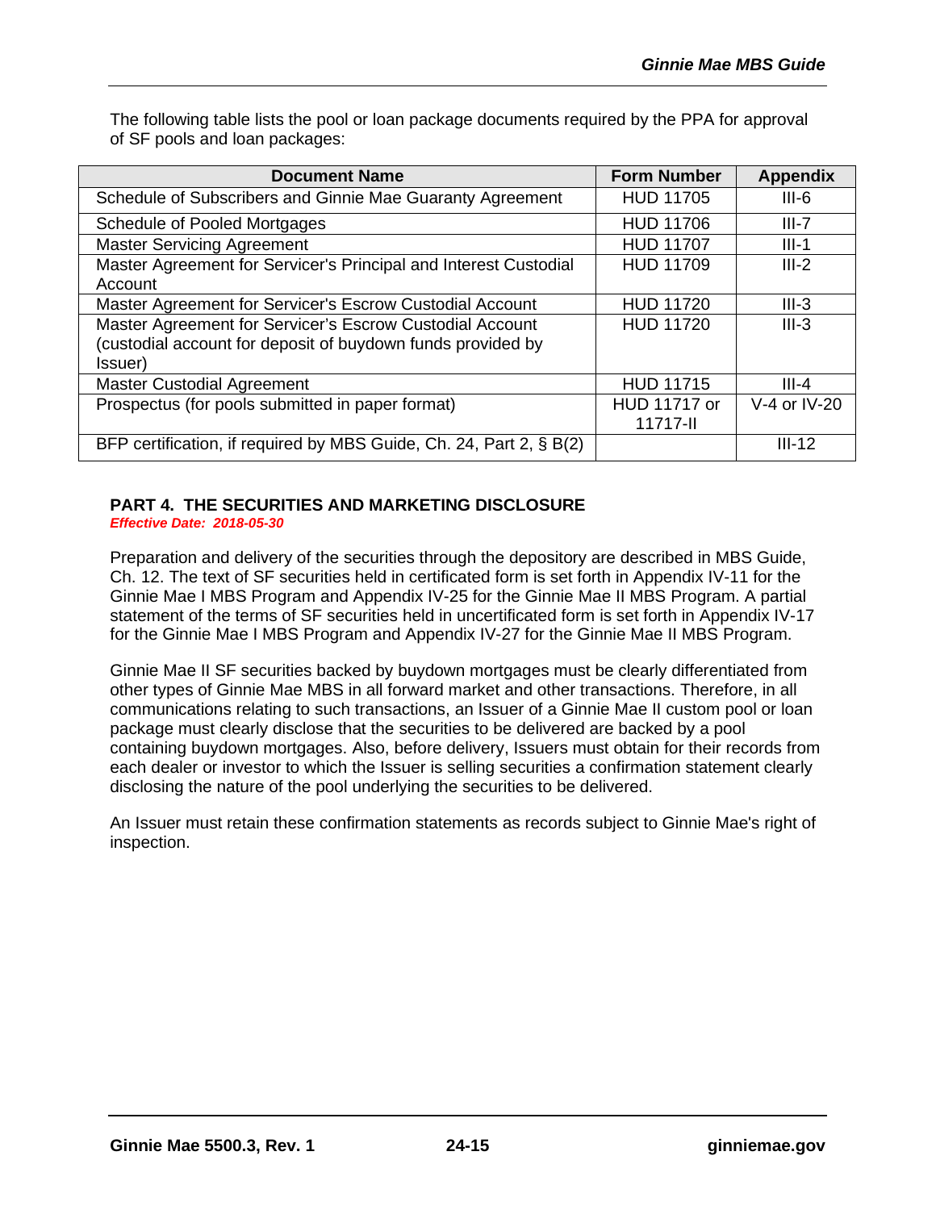The following table lists the pool or loan package documents required by the PPA for approval of SF pools and loan packages:

| Document Name | Form Number | Appendix |
|---|---|---|
| Schedule of Subscribers and Ginnie Mae Guaranty Agreement | HUD 11705 | III-6 |
| Schedule of Pooled Mortgages | HUD 11706 | III-7 |
| Master Servicing Agreement | HUD 11707 | III-1 |
| Master Agreement for Servicer's Principal and Interest Custodial Account | HUD 11709 | III-2 |
| Master Agreement for Servicer's Escrow Custodial Account | HUD 11720 | III-3 |
| Master Agreement for Servicer's Escrow Custodial Account (custodial account for deposit of buydown funds provided by Issuer) | HUD 11720 | III-3 |
| Master Custodial Agreement | HUD 11715 | III-4 |
| Prospectus (for pools submitted in paper format) | HUD 11717 or 11717-II | V-4 or IV-20 |
| BFP certification, if required by MBS Guide, Ch. 24, Part 2, § B(2) | | III-12 |

## PART 4. THE SECURITIES AND MARKETING DISCLOSURE

***Effective Date: 2018-05-30***

Preparation and delivery of the securities through the depository are described in MBS Guide, Ch. 12. The text of SF securities held in certificated form is set forth in Appendix IV-11 for the Ginnie Mae I MBS Program and Appendix IV-25 for the Ginnie Mae II MBS Program. A partial statement of the terms of SF securities held in uncertificated form is set forth in Appendix IV-17 for the Ginnie Mae I MBS Program and Appendix IV-27 for the Ginnie Mae II MBS Program.

Ginnie Mae II SF securities backed by buydown mortgages must be clearly differentiated from other types of Ginnie Mae MBS in all forward market and other transactions. Therefore, in all communications relating to such transactions, an Issuer of a Ginnie Mae II custom pool or loan package must clearly disclose that the securities to be delivered are backed by a pool containing buydown mortgages. Also, before delivery, Issuers must obtain for their records from each dealer or investor to which the Issuer is selling securities a confirmation statement clearly disclosing the nature of the pool underlying the securities to be delivered.

An Issuer must retain these confirmation statements as records subject to Ginnie Mae's right of inspection.